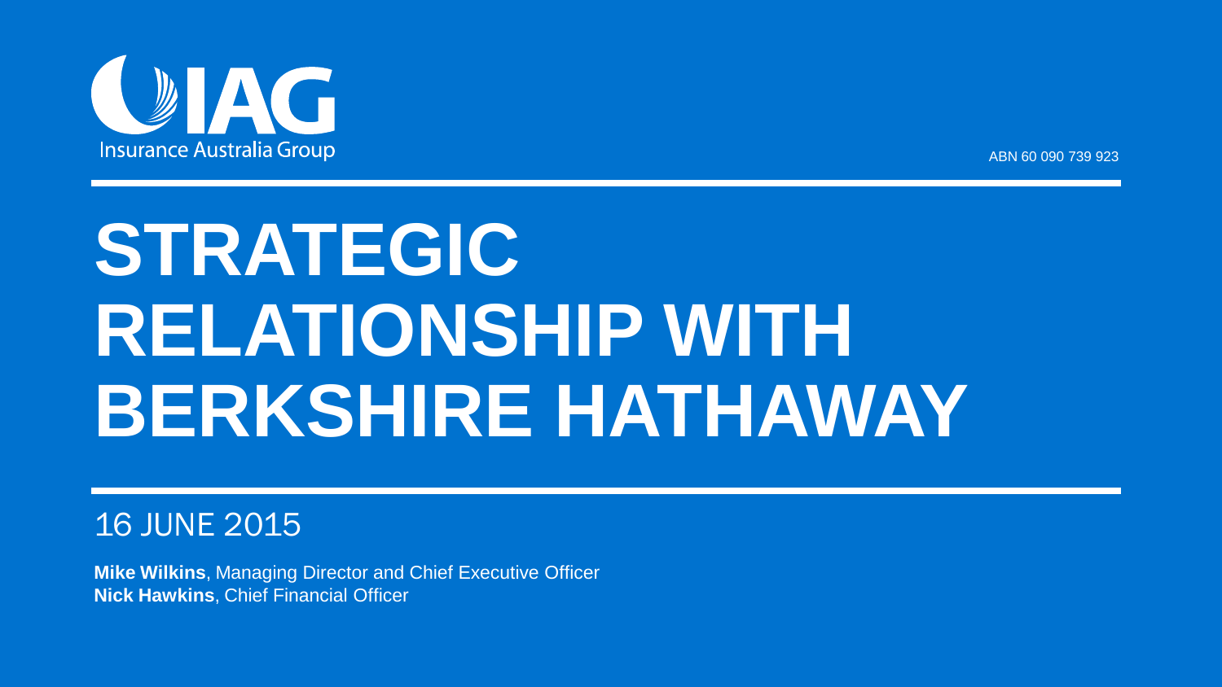IAG

Insurance Australia Group

ABN 60 090 739 923

# STRATEGIC RELATIONSHIP WITH BERKSHIRE HATHAWAY

16 JUNE 2015

**Mike Wilkins**, Managing Director and Chief Executive Officer
**Nick Hawkins**, Chief Financial Officer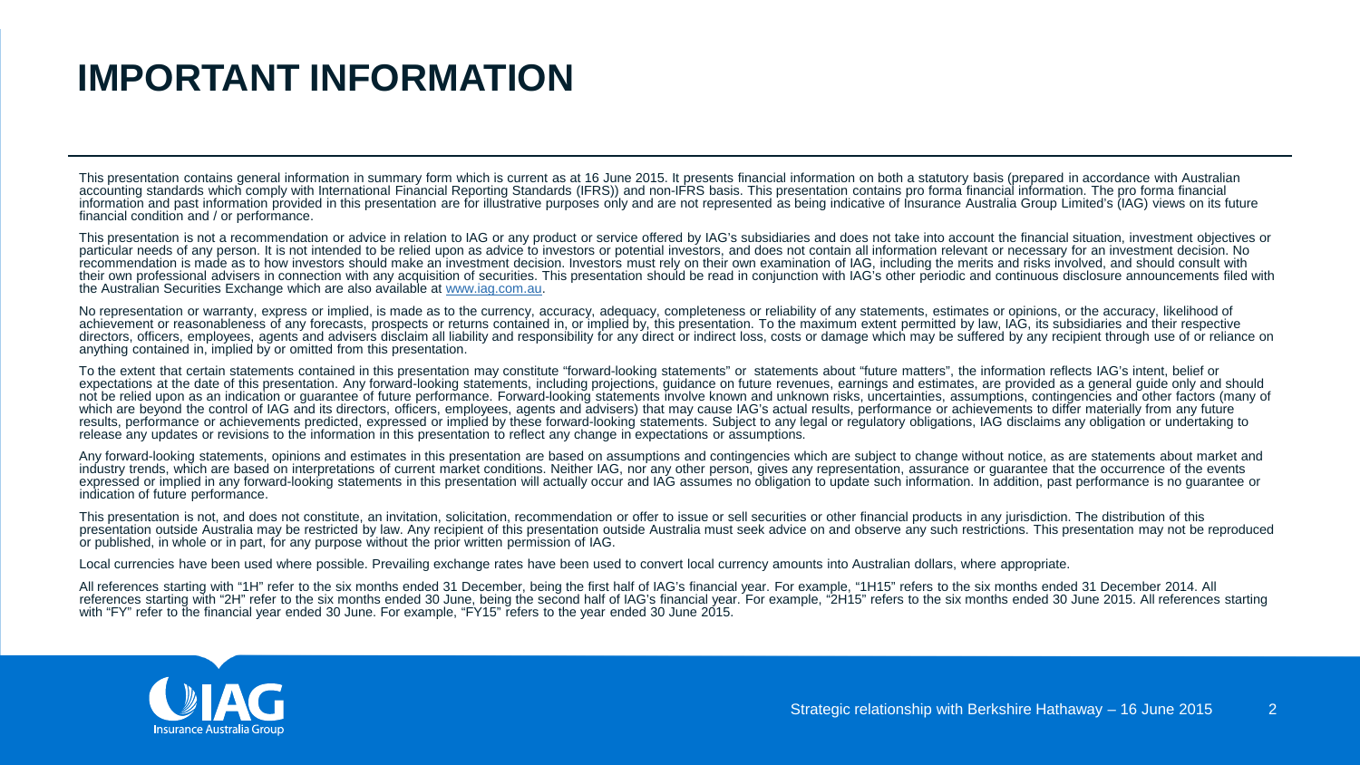# IMPORTANT INFORMATION

This presentation contains general information in summary form which is current as at 16 June 2015. It presents financial information on both a statutory basis (prepared in accordance with Australian accounting standards which comply with International Financial Reporting Standards (IFRS)) and non-IFRS basis. This presentation contains pro forma financial information. The pro forma financial information and past information provided in this presentation are for illustrative purposes only and are not represented as being indicative of Insurance Australia Group Limited's (IAG) views on its future financial condition and / or performance.

This presentation is not a recommendation or advice in relation to IAG or any product or service offered by IAG's subsidiaries and does not take into account the financial situation, investment objectives or particular needs of any person. It is not intended to be relied upon as advice to investors or potential investors, and does not contain all information relevant or necessary for an investment decision. No recommendation is made as to how investors should make an investment decision. Investors must rely on their own examination of IAG, including the merits and risks involved, and should consult with their own professional advisers in connection with any acquisition of securities. This presentation should be read in conjunction with IAG's other periodic and continuous disclosure announcements filed with the Australian Securities Exchange which are also available at www.iag.com.au.

No representation or warranty, express or implied, is made as to the currency, accuracy, adequacy, completeness or reliability of any statements, estimates or opinions, or the accuracy, likelihood of achievement or reasonableness of any forecasts, prospects or returns contained in, or implied by, this presentation. To the maximum extent permitted by law, IAG, its subsidiaries and their respective directors, officers, employees, agents and advisers disclaim all liability and responsibility for any direct or indirect loss, costs or damage which may be suffered by any recipient through use of or reliance on anything contained in, implied by or omitted from this presentation.

To the extent that certain statements contained in this presentation may constitute "forward-looking statements" or statements about "future matters", the information reflects IAG's intent, belief or expectations at the date of this presentation. Any forward-looking statements, including projections, guidance on future revenues, earnings and estimates, are provided as a general guide only and should not be relied upon as an indication or guarantee of future performance. Forward-looking statements involve known and unknown risks, uncertainties, assumptions, contingencies and other factors (many of which are beyond the control of IAG and its directors, officers, employees, agents and advisers) that may cause IAG's actual results, performance or achievements to differ materially from any future results, performance or achievements predicted, expressed or implied by these forward-looking statements. Subject to any legal or regulatory obligations, IAG disclaims any obligation or undertaking to release any updates or revisions to the information in this presentation to reflect any change in expectations or assumptions.

Any forward-looking statements, opinions and estimates in this presentation are based on assumptions and contingencies which are subject to change without notice, as are statements about market and industry trends, which are based on interpretations of current market conditions. Neither IAG, nor any other person, gives any representation, assurance or guarantee that the occurrence of the events expressed or implied in any forward-looking statements in this presentation will actually occur and IAG assumes no obligation to update such information. In addition, past performance is no guarantee or indication of future performance.

This presentation is not, and does not constitute, an invitation, solicitation, recommendation or offer to issue or sell securities or other financial products in any jurisdiction. The distribution of this presentation outside Australia may be restricted by law. Any recipient of this presentation outside Australia must seek advice on and observe any such restrictions. This presentation may not be reproduced or published, in whole or in part, for any purpose without the prior written permission of IAG.

Local currencies have been used where possible. Prevailing exchange rates have been used to convert local currency amounts into Australian dollars, where appropriate.

All references starting with "1H" refer to the six months ended 31 December, being the first half of IAG's financial year. For example, "1H15" refers to the six months ended 31 December 2014. All references starting with "2H" refer to the six months ended 30 June, being the second half of IAG's financial year. For example, "2H15" refers to the six months ended 30 June 2015. All references starting with "FY" refer to the financial year ended 30 June. For example, "FY15" refers to the year ended 30 June 2015.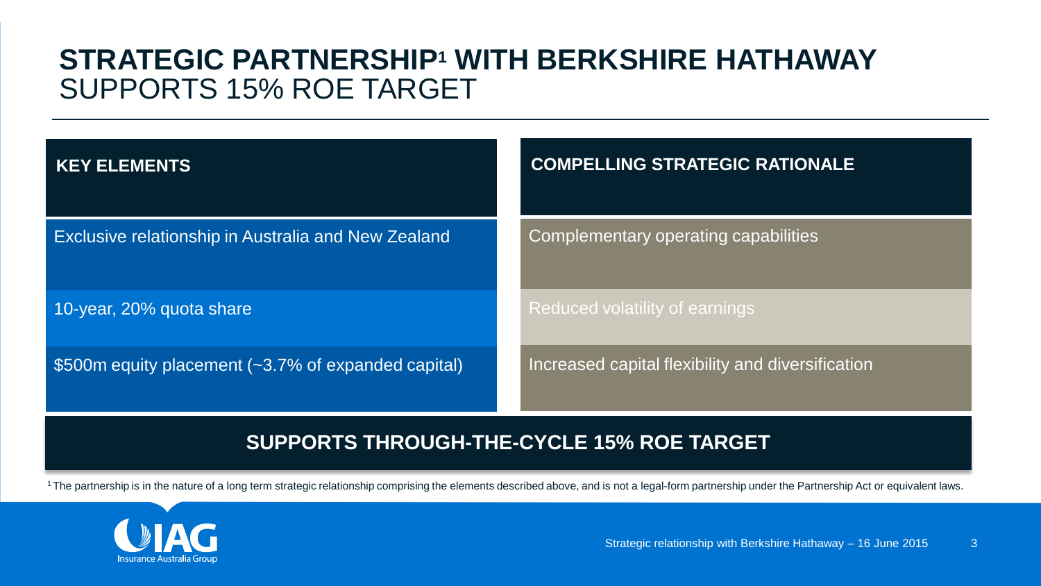# STRATEGIC PARTNERSHIP[1] WITH BERKSHIRE HATHAWAY SUPPORTS 15% ROE TARGET

| KEY ELEMENTS | COMPELLING STRATEGIC RATIONALE |
|---|---|
| Exclusive relationship in Australia and New Zealand | Complementary operating capabilities |
| 10-year, 20% quota share | Reduced volatility of earnings |
| \$500m equity placement (~3.7% of expanded capital) | Increased capital flexibility and diversification |

**SUPPORTS THROUGH-THE-CYCLE 15% ROE TARGET**

[1] The partnership is in the nature of a long term strategic relationship comprising the elements described above, and is not a legal-form partnership under the Partnership Act or equivalent laws.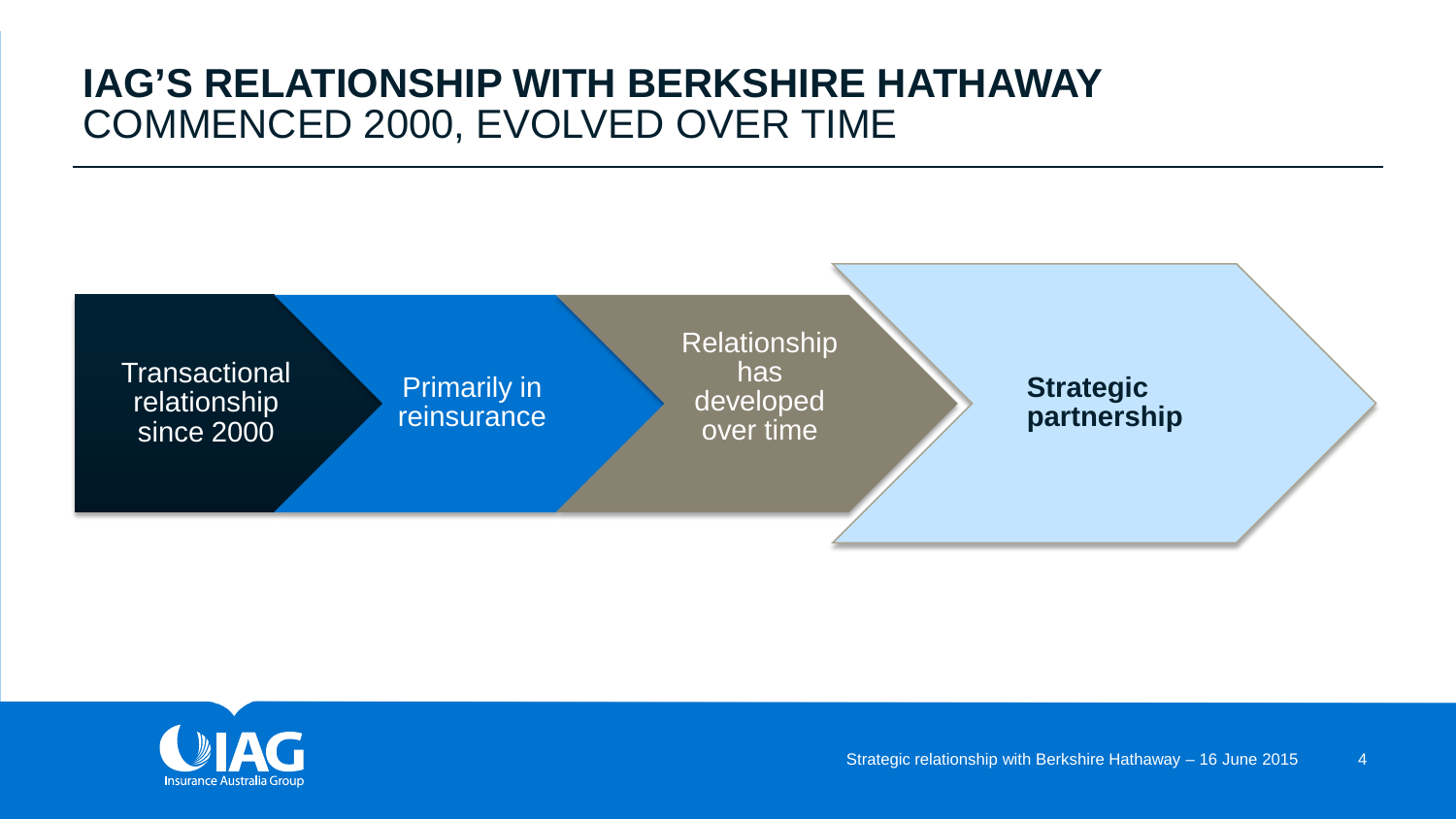# IAG'S RELATIONSHIP WITH BERKSHIRE HATHAWAY
## COMMENCED 2000, EVOLVED OVER TIME

Transactional relationship since 2000

Primarily in reinsurance

Relationship has developed over time

**Strategic partnership**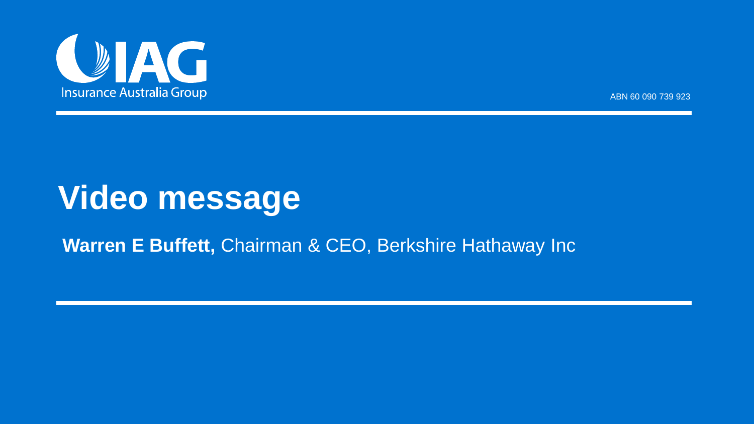Insurance Australia Group

ABN 60 090 739 923

# Video message

**Warren E Buffett,** Chairman & CEO, Berkshire Hathaway Inc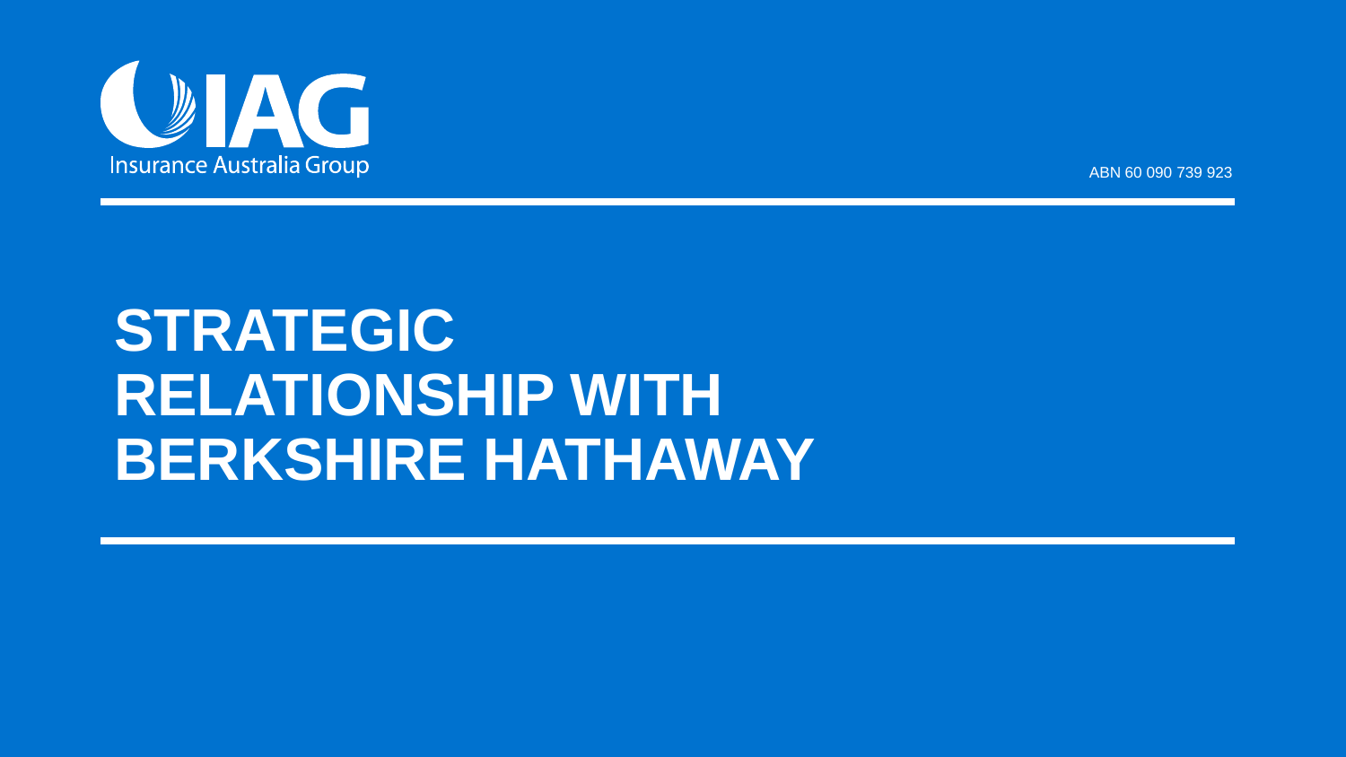Insurance Australia Group

ABN 60 090 739 923

# STRATEGIC RELATIONSHIP WITH BERKSHIRE HATHAWAY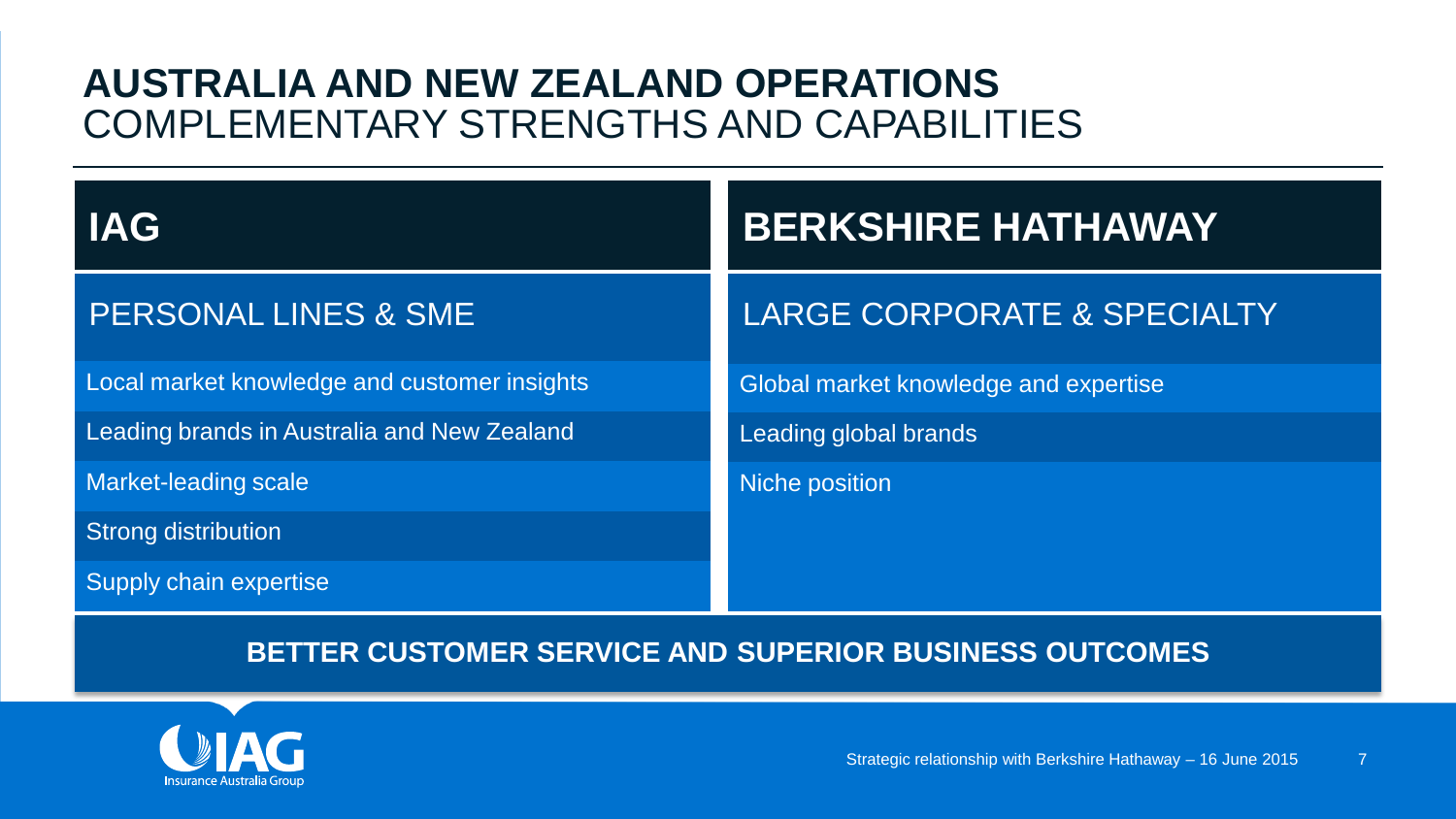# AUSTRALIA AND NEW ZEALAND OPERATIONS

## COMPLEMENTARY STRENGTHS AND CAPABILITIES

| IAG | BERKSHIRE HATHAWAY |
|---|---|
| PERSONAL LINES & SME | LARGE CORPORATE & SPECIALTY |
| Local market knowledge and customer insights | Global market knowledge and expertise |
| Leading brands in Australia and New Zealand | Leading global brands |
| Market-leading scale | Niche position |
| Strong distribution | |
| Supply chain expertise | |

**BETTER CUSTOMER SERVICE AND SUPERIOR BUSINESS OUTCOMES**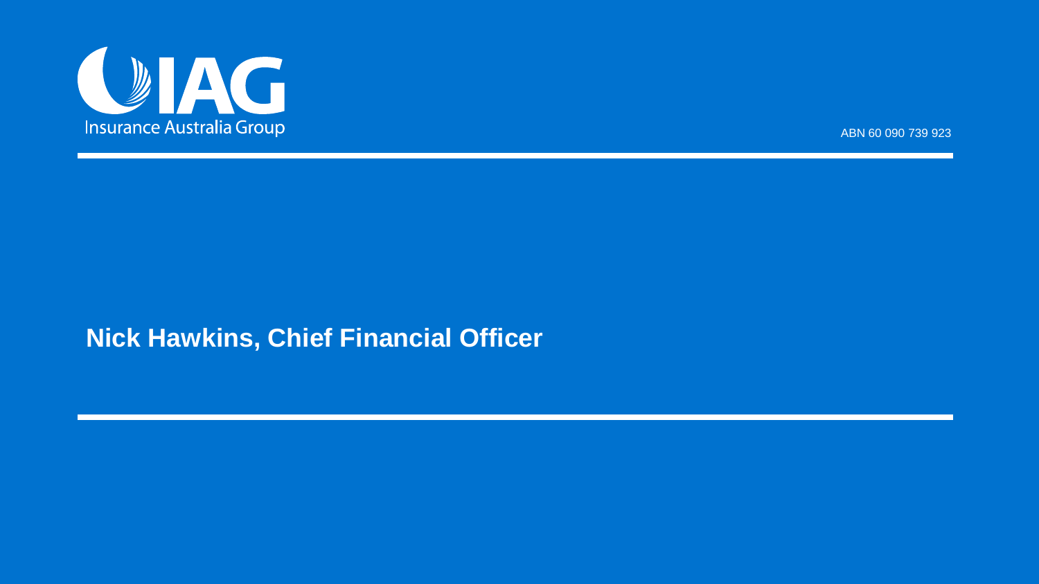Insurance Australia Group

ABN 60 090 739 923

# Nick Hawkins, Chief Financial Officer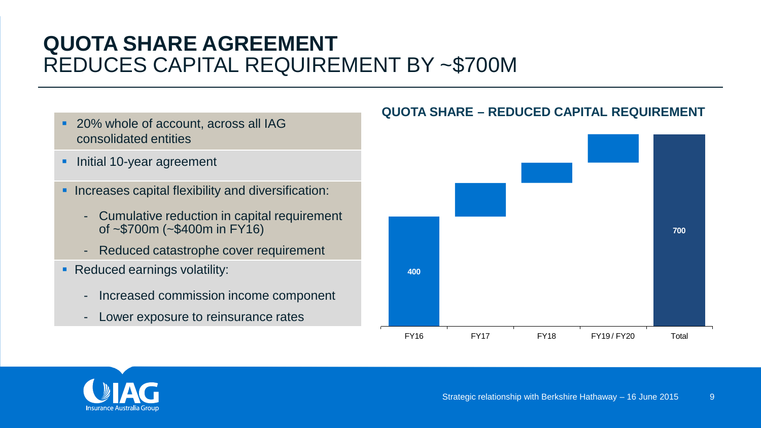# QUOTA SHARE AGREEMENT
## REDUCES CAPITAL REQUIREMENT BY ~$700M

- 20% whole of account, across all IAG consolidated entities
- Initial 10-year agreement
- Increases capital flexibility and diversification:
  - Cumulative reduction in capital requirement of ~$700m (~$400m in FY16)
  - Reduced catastrophe cover requirement
- Reduced earnings volatility:
  - Increased commission income component
  - Lower exposure to reinsurance rates

**QUOTA SHARE – REDUCED CAPITAL REQUIREMENT**

400

700

FY16

FY17

FY18

FY19 / FY20

Total

Strategic relationship with Berkshire Hathaway – 16 June 2015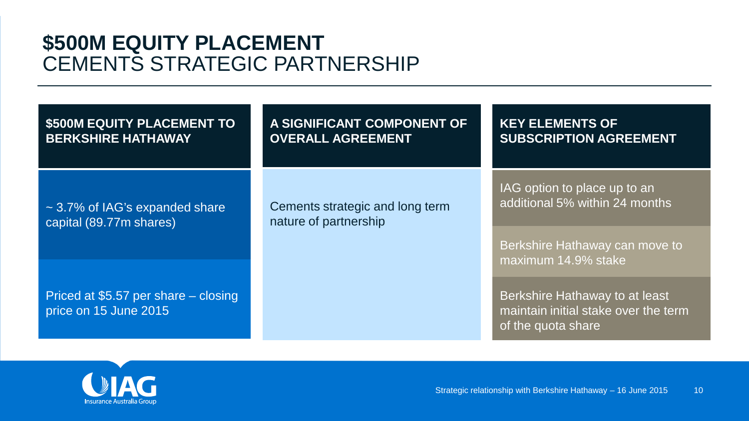# $500M EQUITY PLACEMENT
## CEMENTS STRATEGIC PARTNERSHIP

### $500M EQUITY PLACEMENT TO BERKSHIRE HATHAWAY

~ 3.7% of IAG's expanded share capital (89.77m shares)

Priced at $5.57 per share – closing price on 15 June 2015

### A SIGNIFICANT COMPONENT OF OVERALL AGREEMENT

Cements strategic and long term nature of partnership

### KEY ELEMENTS OF SUBSCRIPTION AGREEMENT

IAG option to place up to an additional 5% within 24 months

Berkshire Hathaway can move to maximum 14.9% stake

Berkshire Hathaway to at least maintain initial stake over the term of the quota share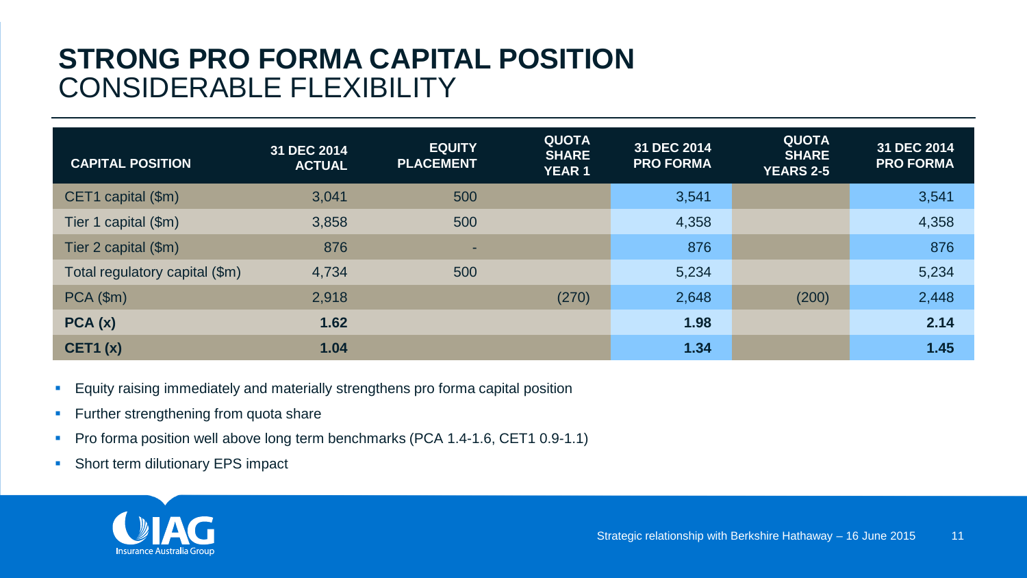# STRONG PRO FORMA CAPITAL POSITION
## CONSIDERABLE FLEXIBILITY

| CAPITAL POSITION | 31 DEC 2014 ACTUAL | EQUITY PLACEMENT | QUOTA SHARE YEAR 1 | 31 DEC 2014 PRO FORMA | QUOTA SHARE YEARS 2-5 | 31 DEC 2014 PRO FORMA |
|---|---|---|---|---|---|---|
| CET1 capital ($m) | 3,041 | 500 | | 3,541 | | 3,541 |
| Tier 1 capital ($m) | 3,858 | 500 | | 4,358 | | 4,358 |
| Tier 2 capital ($m) | 876 | - | | 876 | | 876 |
| Total regulatory capital ($m) | 4,734 | 500 | | 5,234 | | 5,234 |
| PCA ($m) | 2,918 | | (270) | 2,648 | (200) | 2,448 |
| **PCA (x)** | **1.62** | | | **1.98** | | **2.14** |
| **CET1 (x)** | **1.04** | | | **1.34** | | **1.45** |

- Equity raising immediately and materially strengthens pro forma capital position
- Further strengthening from quota share
- Pro forma position well above long term benchmarks (PCA 1.4-1.6, CET1 0.9-1.1)
- Short term dilutionary EPS impact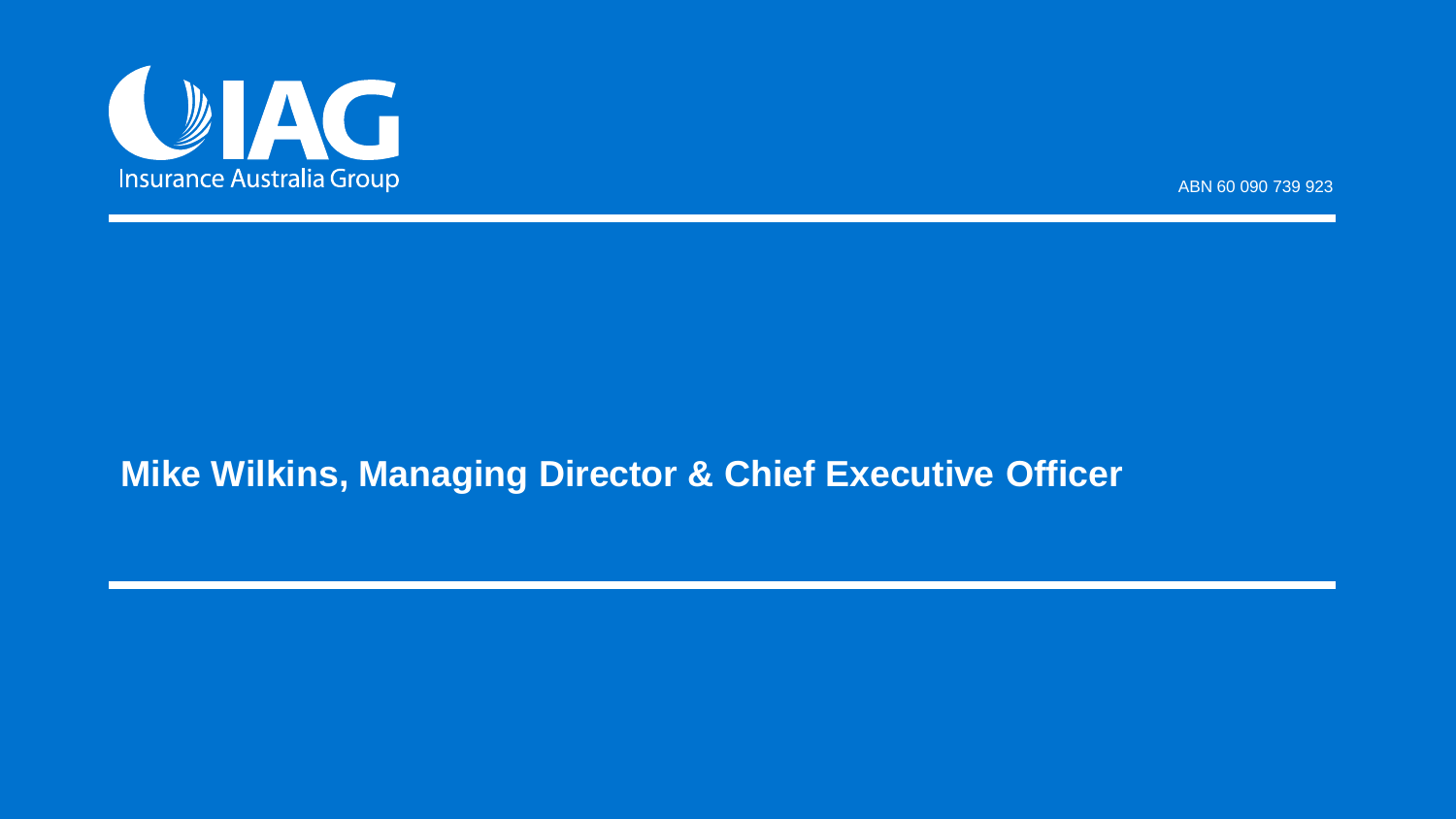Insurance Australia Group

ABN 60 090 739 923

## Mike Wilkins, Managing Director & Chief Executive Officer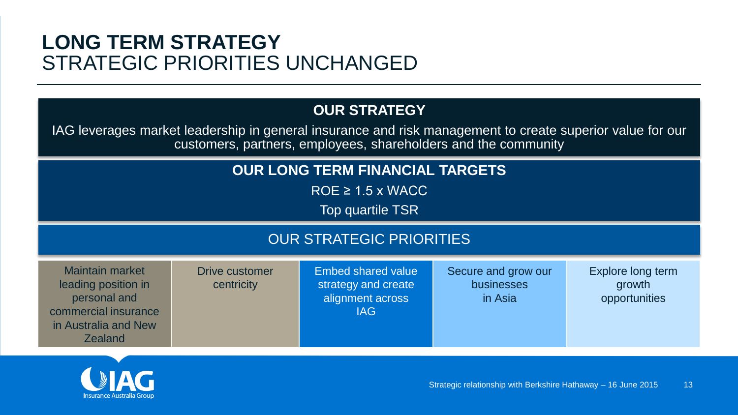# LONG TERM STRATEGY
## STRATEGIC PRIORITIES UNCHANGED

### OUR STRATEGY

IAG leverages market leadership in general insurance and risk management to create superior value for our customers, partners, employees, shareholders and the community

### OUR LONG TERM FINANCIAL TARGETS

ROE ≥ 1.5 x WACC

Top quartile TSR

### OUR STRATEGIC PRIORITIES

| | | | | |
|---|---|---|---|---|
| Maintain market leading position in personal and commercial insurance in Australia and New Zealand | Drive customer centricity | Embed shared value strategy and create alignment across IAG | Secure and grow our businesses in Asia | Explore long term growth opportunities |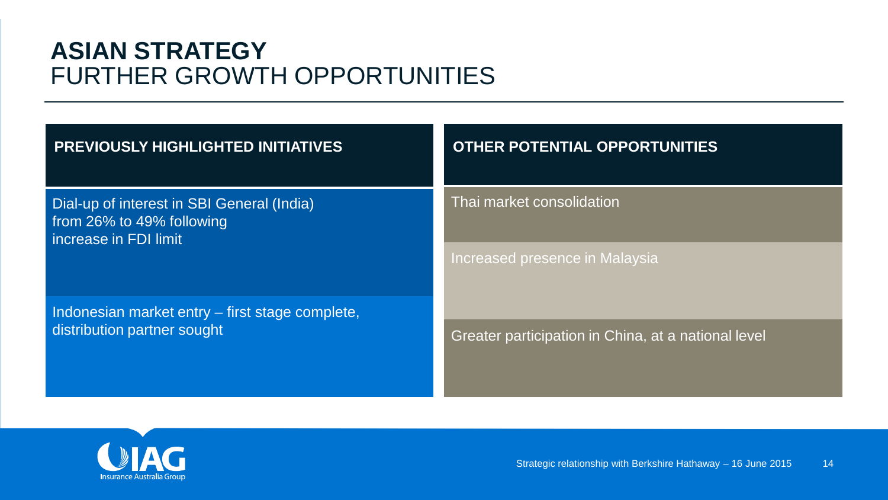# ASIAN STRATEGY
## FURTHER GROWTH OPPORTUNITIES

| PREVIOUSLY HIGHLIGHTED INITIATIVES | OTHER POTENTIAL OPPORTUNITIES |
| --- | --- |
| Dial-up of interest in SBI General (India) from 26% to 49% following increase in FDI limit | Thai market consolidation |
| | Increased presence in Malaysia |
| Indonesian market entry – first stage complete, distribution partner sought | Greater participation in China, at a national level |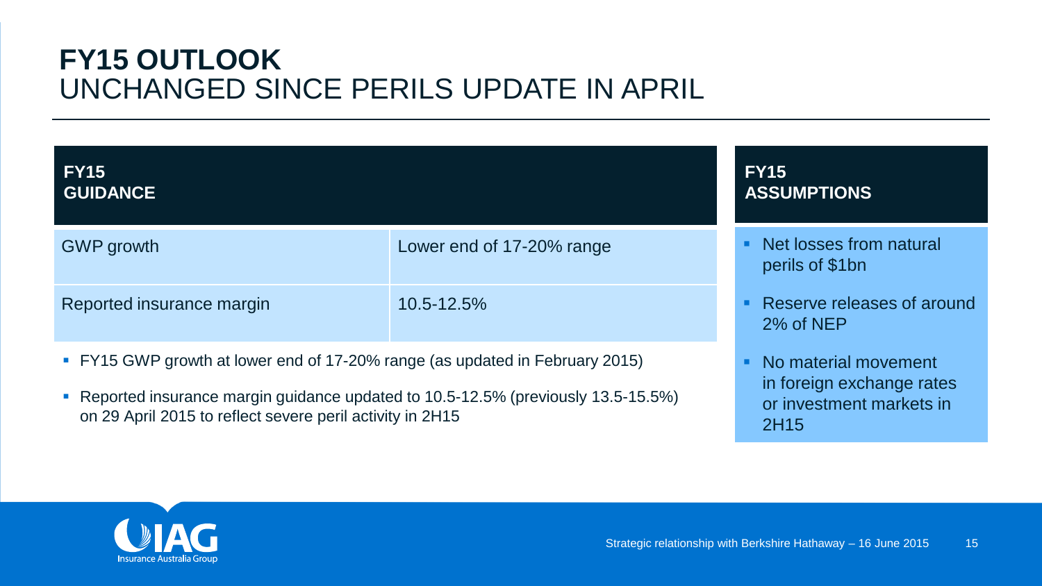# FY15 OUTLOOK
## UNCHANGED SINCE PERILS UPDATE IN APRIL

| FY15 GUIDANCE | |
|---|---|
| GWP growth | Lower end of 17-20% range |
| Reported insurance margin | 10.5-12.5% |

- FY15 GWP growth at lower end of 17-20% range (as updated in February 2015)
- Reported insurance margin guidance updated to 10.5-12.5% (previously 13.5-15.5%) on 29 April 2015 to reflect severe peril activity in 2H15

### FY15 ASSUMPTIONS

- Net losses from natural perils of $1bn
- Reserve releases of around 2% of NEP
- No material movement in foreign exchange rates or investment markets in 2H15

Strategic relationship with Berkshire Hathaway – 16 June 2015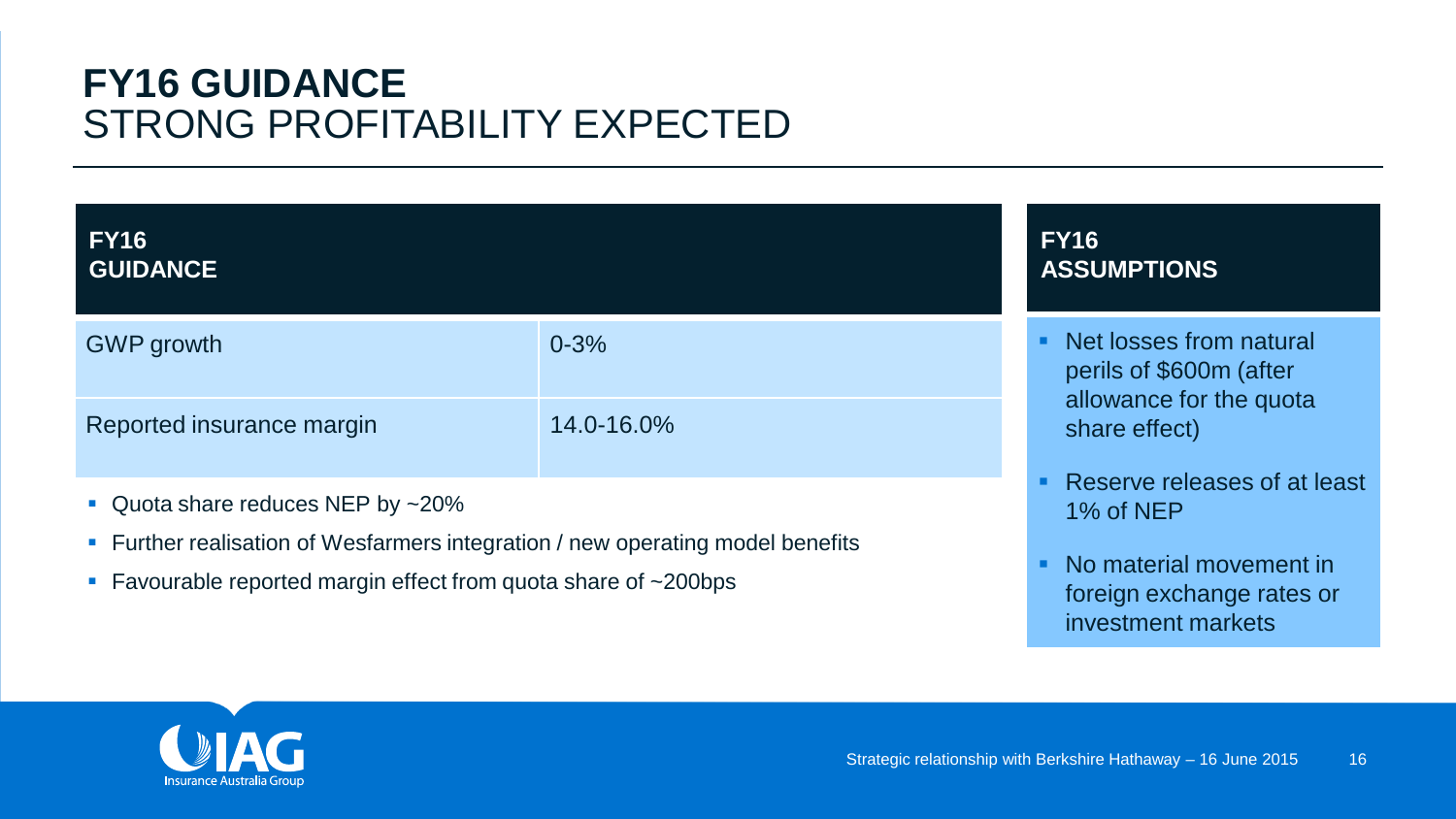# FY16 GUIDANCE
## STRONG PROFITABILITY EXPECTED

| FY16 GUIDANCE | |
|---|---|
| GWP growth | 0-3% |
| Reported insurance margin | 14.0-16.0% |

- Quota share reduces NEP by ~20%
- Further realisation of Wesfarmers integration / new operating model benefits
- Favourable reported margin effect from quota share of ~200bps

**FY16 ASSUMPTIONS**

- Net losses from natural perils of $600m (after allowance for the quota share effect)
- Reserve releases of at least 1% of NEP
- No material movement in foreign exchange rates or investment markets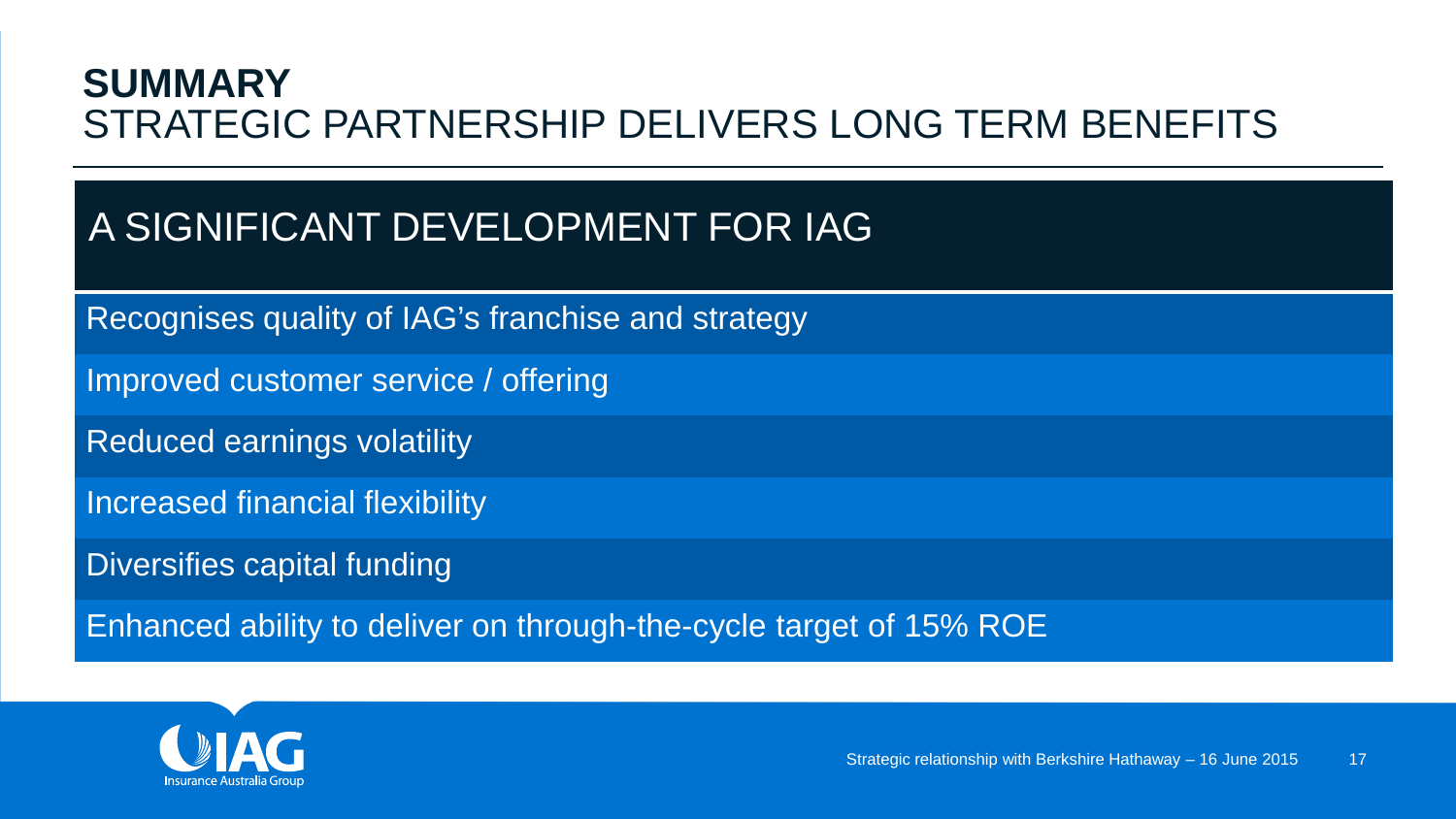# SUMMARY
## STRATEGIC PARTNERSHIP DELIVERS LONG TERM BENEFITS

### A SIGNIFICANT DEVELOPMENT FOR IAG

- Recognises quality of IAG's franchise and strategy
- Improved customer service / offering
- Reduced earnings volatility
- Increased financial flexibility
- Diversifies capital funding
- Enhanced ability to deliver on through-the-cycle target of 15% ROE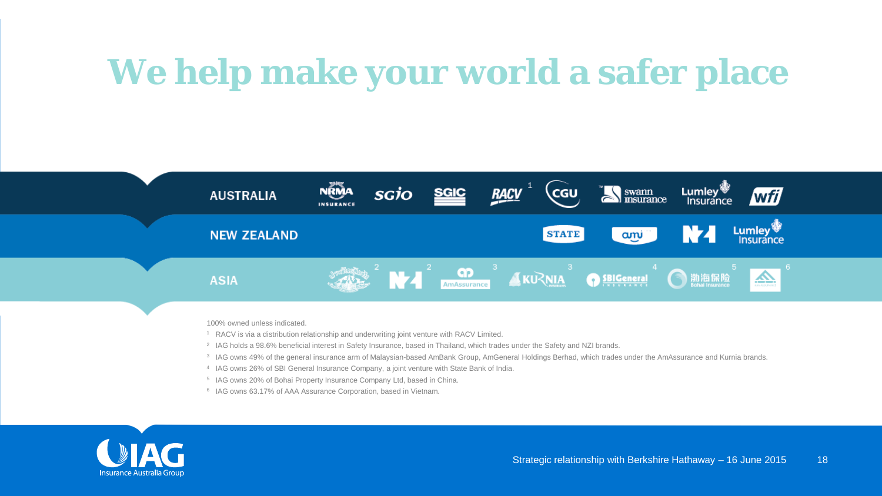# We help make your world a safer place

**AUSTRALIA**

**NEW ZEALAND**

**ASIA**

100% owned unless indicated.

[1] RACV is via a distribution relationship and underwriting joint venture with RACV Limited.

[2] IAG holds a 98.6% beneficial interest in Safety Insurance, based in Thailand, which trades under the Safety and NZI brands.

[3] IAG owns 49% of the general insurance arm of Malaysian-based AmBank Group, AmGeneral Holdings Berhad, which trades under the AmAssurance and Kurnia brands.

[4] IAG owns 26% of SBI General Insurance Company, a joint venture with State Bank of India.

[5] IAG owns 20% of Bohai Property Insurance Company Ltd, based in China.

[6] IAG owns 63.17% of AAA Assurance Corporation, based in Vietnam.